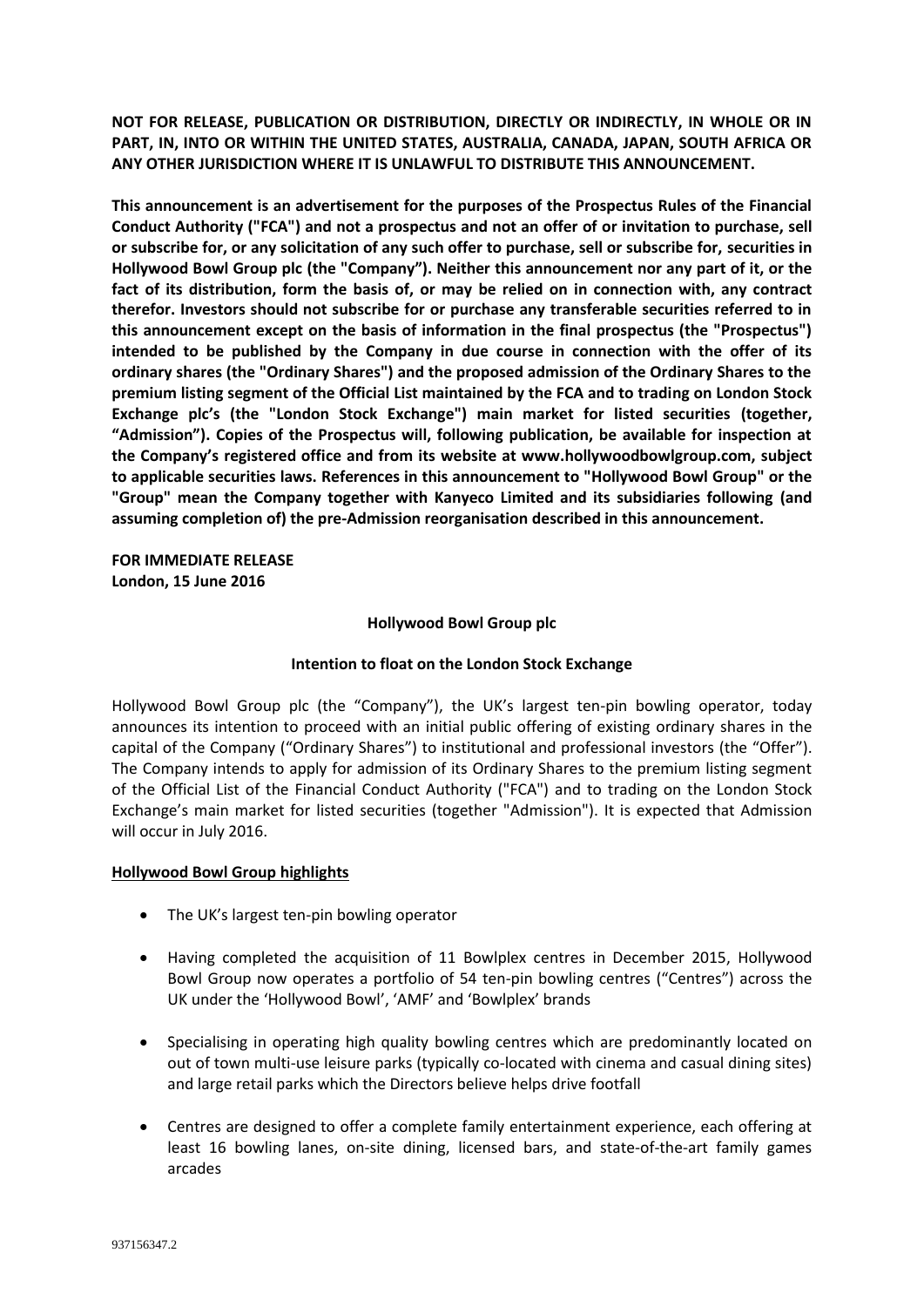**NOT FOR RELEASE, PUBLICATION OR DISTRIBUTION, DIRECTLY OR INDIRECTLY, IN WHOLE OR IN PART, IN, INTO OR WITHIN THE UNITED STATES, AUSTRALIA, CANADA, JAPAN, SOUTH AFRICA OR ANY OTHER JURISDICTION WHERE IT IS UNLAWFUL TO DISTRIBUTE THIS ANNOUNCEMENT.**

**This announcement is an advertisement for the purposes of the Prospectus Rules of the Financial Conduct Authority ("FCA") and not a prospectus and not an offer of or invitation to purchase, sell or subscribe for, or any solicitation of any such offer to purchase, sell or subscribe for, securities in Hollywood Bowl Group plc (the "Company"). Neither this announcement nor any part of it, or the fact of its distribution, form the basis of, or may be relied on in connection with, any contract therefor. Investors should not subscribe for or purchase any transferable securities referred to in this announcement except on the basis of information in the final prospectus (the "Prospectus") intended to be published by the Company in due course in connection with the offer of its ordinary shares (the "Ordinary Shares") and the proposed admission of the Ordinary Shares to the premium listing segment of the Official List maintained by the FCA and to trading on London Stock Exchange plc's (the "London Stock Exchange") main market for listed securities (together, "Admission"). Copies of the Prospectus will, following publication, be available for inspection at the Company's registered office and from its website at www.hollywoodbowlgroup.com, subject to applicable securities laws. References in this announcement to "Hollywood Bowl Group" or the "Group" mean the Company together with Kanyeco Limited and its subsidiaries following (and assuming completion of) the pre-Admission reorganisation described in this announcement.**

**FOR IMMEDIATE RELEASE**
**London, 15 June 2016**

**Hollywood Bowl Group plc**

**Intention to float on the London Stock Exchange**

Hollywood Bowl Group plc (the "Company"), the UK's largest ten-pin bowling operator, today announces its intention to proceed with an initial public offering of existing ordinary shares in the capital of the Company ("Ordinary Shares") to institutional and professional investors (the "Offer"). The Company intends to apply for admission of its Ordinary Shares to the premium listing segment of the Official List of the Financial Conduct Authority ("FCA") and to trading on the London Stock Exchange's main market for listed securities (together "Admission"). It is expected that Admission will occur in July 2016.

**Hollywood Bowl Group highlights**

- The UK's largest ten-pin bowling operator
- Having completed the acquisition of 11 Bowlplex centres in December 2015, Hollywood Bowl Group now operates a portfolio of 54 ten-pin bowling centres ("Centres") across the UK under the 'Hollywood Bowl', 'AMF' and 'Bowlplex' brands
- Specialising in operating high quality bowling centres which are predominantly located on out of town multi-use leisure parks (typically co-located with cinema and casual dining sites) and large retail parks which the Directors believe helps drive footfall
- Centres are designed to offer a complete family entertainment experience, each offering at least 16 bowling lanes, on-site dining, licensed bars, and state-of-the-art family games arcades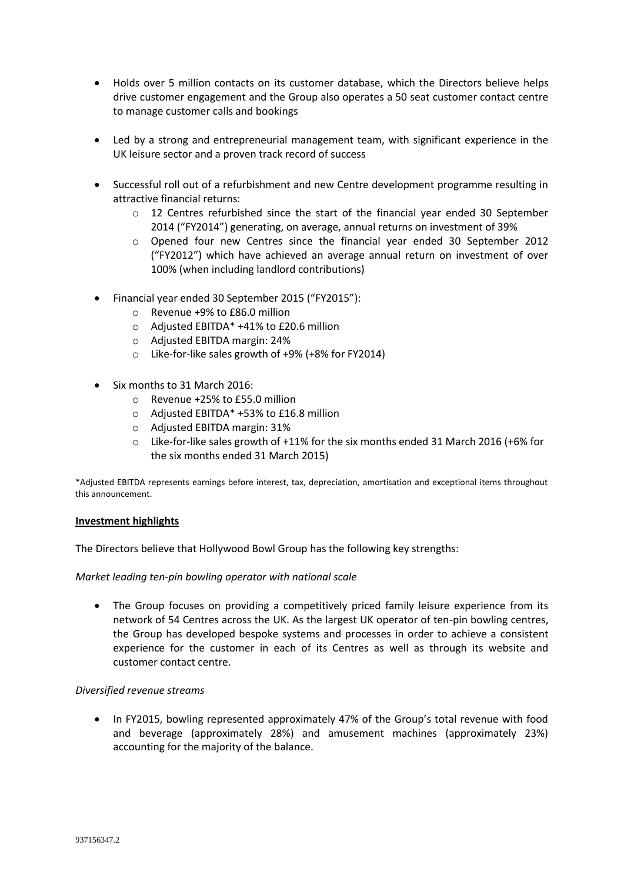- Holds over 5 million contacts on its customer database, which the Directors believe helps drive customer engagement and the Group also operates a 50 seat customer contact centre to manage customer calls and bookings

- Led by a strong and entrepreneurial management team, with significant experience in the UK leisure sector and a proven track record of success

- Successful roll out of a refurbishment and new Centre development programme resulting in attractive financial returns:
    - 12 Centres refurbished since the start of the financial year ended 30 September 2014 ("FY2014") generating, on average, annual returns on investment of 39%
    - Opened four new Centres since the financial year ended 30 September 2012 ("FY2012") which have achieved an average annual return on investment of over 100% (when including landlord contributions)

- Financial year ended 30 September 2015 ("FY2015"):
    - Revenue +9% to £86.0 million
    - Adjusted EBITDA* +41% to £20.6 million
    - Adjusted EBITDA margin: 24%
    - Like-for-like sales growth of +9% (+8% for FY2014)

- Six months to 31 March 2016:
    - Revenue +25% to £55.0 million
    - Adjusted EBITDA* +53% to £16.8 million
    - Adjusted EBITDA margin: 31%
    - Like-for-like sales growth of +11% for the six months ended 31 March 2016 (+6% for the six months ended 31 March 2015)

*Adjusted EBITDA represents earnings before interest, tax, depreciation, amortisation and exceptional items throughout this announcement.

**Investment highlights**

The Directors believe that Hollywood Bowl Group has the following key strengths:

*Market leading ten-pin bowling operator with national scale*

- The Group focuses on providing a competitively priced family leisure experience from its network of 54 Centres across the UK. As the largest UK operator of ten-pin bowling centres, the Group has developed bespoke systems and processes in order to achieve a consistent experience for the customer in each of its Centres as well as through its website and customer contact centre.

*Diversified revenue streams*

- In FY2015, bowling represented approximately 47% of the Group's total revenue with food and beverage (approximately 28%) and amusement machines (approximately 23%) accounting for the majority of the balance.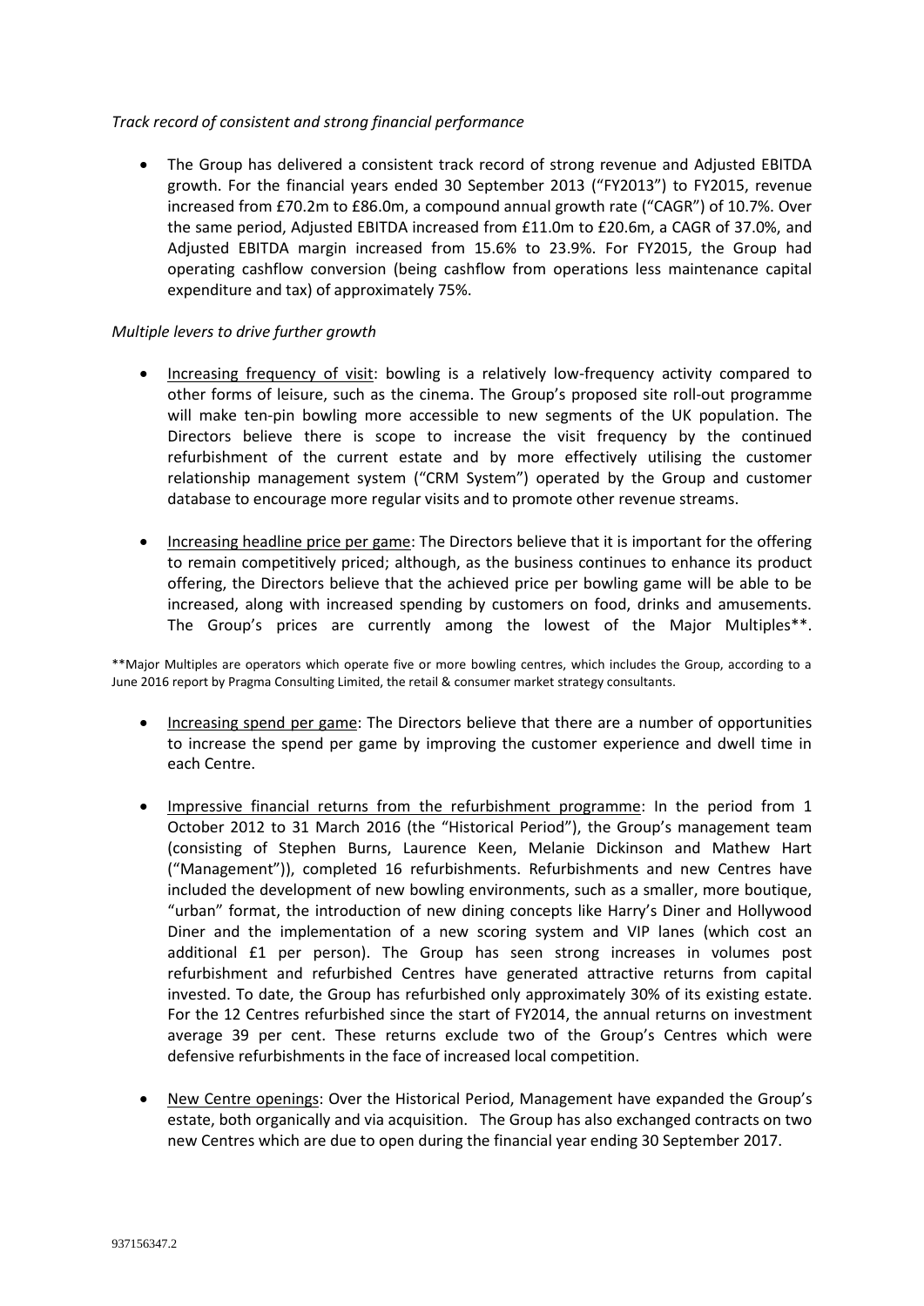*Track record of consistent and strong financial performance*

- The Group has delivered a consistent track record of strong revenue and Adjusted EBITDA growth. For the financial years ended 30 September 2013 ("FY2013") to FY2015, revenue increased from £70.2m to £86.0m, a compound annual growth rate ("CAGR") of 10.7%. Over the same period, Adjusted EBITDA increased from £11.0m to £20.6m, a CAGR of 37.0%, and Adjusted EBITDA margin increased from 15.6% to 23.9%. For FY2015, the Group had operating cashflow conversion (being cashflow from operations less maintenance capital expenditure and tax) of approximately 75%.

*Multiple levers to drive further growth*

- Increasing frequency of visit: bowling is a relatively low-frequency activity compared to other forms of leisure, such as the cinema. The Group's proposed site roll-out programme will make ten-pin bowling more accessible to new segments of the UK population. The Directors believe there is scope to increase the visit frequency by the continued refurbishment of the current estate and by more effectively utilising the customer relationship management system ("CRM System") operated by the Group and customer database to encourage more regular visits and to promote other revenue streams.

- Increasing headline price per game: The Directors believe that it is important for the offering to remain competitively priced; although, as the business continues to enhance its product offering, the Directors believe that the achieved price per bowling game will be able to be increased, along with increased spending by customers on food, drinks and amusements. The Group's prices are currently among the lowest of the Major Multiples**.

**Major Multiples are operators which operate five or more bowling centres, which includes the Group, according to a June 2016 report by Pragma Consulting Limited, the retail & consumer market strategy consultants.

- Increasing spend per game: The Directors believe that there are a number of opportunities to increase the spend per game by improving the customer experience and dwell time in each Centre.

- Impressive financial returns from the refurbishment programme: In the period from 1 October 2012 to 31 March 2016 (the "Historical Period"), the Group's management team (consisting of Stephen Burns, Laurence Keen, Melanie Dickinson and Mathew Hart ("Management")), completed 16 refurbishments. Refurbishments and new Centres have included the development of new bowling environments, such as a smaller, more boutique, "urban" format, the introduction of new dining concepts like Harry's Diner and Hollywood Diner and the implementation of a new scoring system and VIP lanes (which cost an additional £1 per person). The Group has seen strong increases in volumes post refurbishment and refurbished Centres have generated attractive returns from capital invested. To date, the Group has refurbished only approximately 30% of its existing estate. For the 12 Centres refurbished since the start of FY2014, the annual returns on investment average 39 per cent. These returns exclude two of the Group's Centres which were defensive refurbishments in the face of increased local competition.

- New Centre openings: Over the Historical Period, Management have expanded the Group's estate, both organically and via acquisition. The Group has also exchanged contracts on two new Centres which are due to open during the financial year ending 30 September 2017.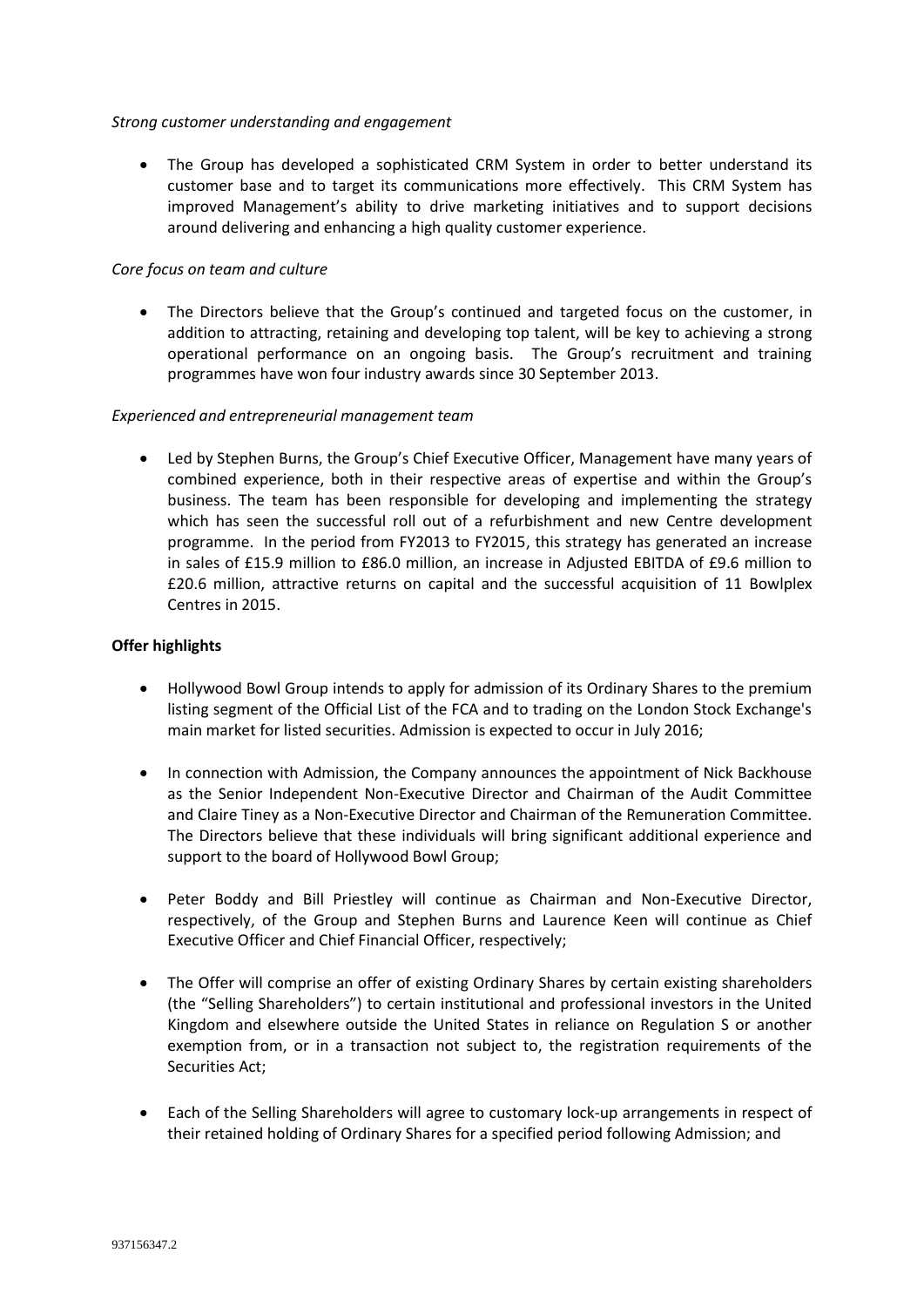*Strong customer understanding and engagement*

- The Group has developed a sophisticated CRM System in order to better understand its customer base and to target its communications more effectively. This CRM System has improved Management's ability to drive marketing initiatives and to support decisions around delivering and enhancing a high quality customer experience.

*Core focus on team and culture*

- The Directors believe that the Group's continued and targeted focus on the customer, in addition to attracting, retaining and developing top talent, will be key to achieving a strong operational performance on an ongoing basis. The Group's recruitment and training programmes have won four industry awards since 30 September 2013.

*Experienced and entrepreneurial management team*

- Led by Stephen Burns, the Group's Chief Executive Officer, Management have many years of combined experience, both in their respective areas of expertise and within the Group's business. The team has been responsible for developing and implementing the strategy which has seen the successful roll out of a refurbishment and new Centre development programme. In the period from FY2013 to FY2015, this strategy has generated an increase in sales of £15.9 million to £86.0 million, an increase in Adjusted EBITDA of £9.6 million to £20.6 million, attractive returns on capital and the successful acquisition of 11 Bowlplex Centres in 2015.

**Offer highlights**

- Hollywood Bowl Group intends to apply for admission of its Ordinary Shares to the premium listing segment of the Official List of the FCA and to trading on the London Stock Exchange's main market for listed securities. Admission is expected to occur in July 2016;

- In connection with Admission, the Company announces the appointment of Nick Backhouse as the Senior Independent Non-Executive Director and Chairman of the Audit Committee and Claire Tiney as a Non-Executive Director and Chairman of the Remuneration Committee. The Directors believe that these individuals will bring significant additional experience and support to the board of Hollywood Bowl Group;

- Peter Boddy and Bill Priestley will continue as Chairman and Non-Executive Director, respectively, of the Group and Stephen Burns and Laurence Keen will continue as Chief Executive Officer and Chief Financial Officer, respectively;

- The Offer will comprise an offer of existing Ordinary Shares by certain existing shareholders (the "Selling Shareholders") to certain institutional and professional investors in the United Kingdom and elsewhere outside the United States in reliance on Regulation S or another exemption from, or in a transaction not subject to, the registration requirements of the Securities Act;

- Each of the Selling Shareholders will agree to customary lock-up arrangements in respect of their retained holding of Ordinary Shares for a specified period following Admission; and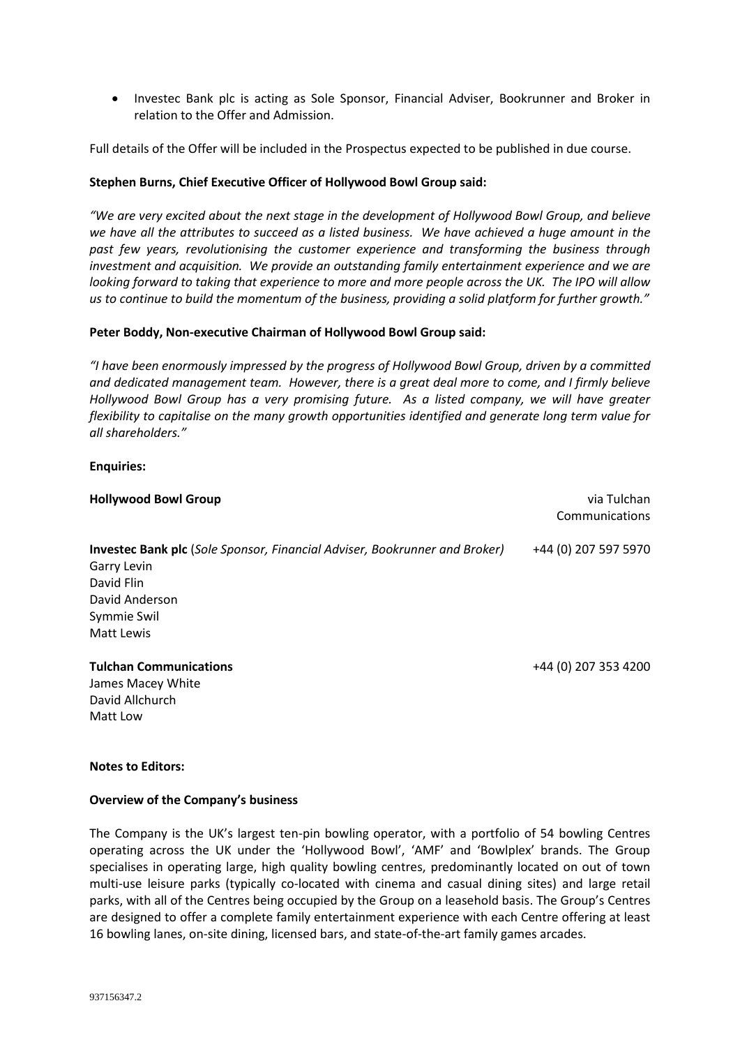- Investec Bank plc is acting as Sole Sponsor, Financial Adviser, Bookrunner and Broker in relation to the Offer and Admission.

Full details of the Offer will be included in the Prospectus expected to be published in due course.

**Stephen Burns, Chief Executive Officer of Hollywood Bowl Group said:**

*"We are very excited about the next stage in the development of Hollywood Bowl Group, and believe we have all the attributes to succeed as a listed business. We have achieved a huge amount in the past few years, revolutionising the customer experience and transforming the business through investment and acquisition. We provide an outstanding family entertainment experience and we are looking forward to taking that experience to more and more people across the UK. The IPO will allow us to continue to build the momentum of the business, providing a solid platform for further growth."*

**Peter Boddy, Non-executive Chairman of Hollywood Bowl Group said:**

*"I have been enormously impressed by the progress of Hollywood Bowl Group, driven by a committed and dedicated management team. However, there is a great deal more to come, and I firmly believe Hollywood Bowl Group has a very promising future. As a listed company, we will have greater flexibility to capitalise on the many growth opportunities identified and generate long term value for all shareholders."*

**Enquiries:**

**Hollywood Bowl Group** — via Tulchan Communications

**Investec Bank plc** (*Sole Sponsor, Financial Adviser, Bookrunner and Broker*) — +44 (0) 207 597 5970
Garry Levin
David Flin
David Anderson
Symmie Swil
Matt Lewis

**Tulchan Communications** — +44 (0) 207 353 4200
James Macey White
David Allchurch
Matt Low

**Notes to Editors:**

**Overview of the Company's business**

The Company is the UK's largest ten-pin bowling operator, with a portfolio of 54 bowling Centres operating across the UK under the 'Hollywood Bowl', 'AMF' and 'Bowlplex' brands. The Group specialises in operating large, high quality bowling centres, predominantly located on out of town multi-use leisure parks (typically co-located with cinema and casual dining sites) and large retail parks, with all of the Centres being occupied by the Group on a leasehold basis. The Group's Centres are designed to offer a complete family entertainment experience with each Centre offering at least 16 bowling lanes, on-site dining, licensed bars, and state-of-the-art family games arcades.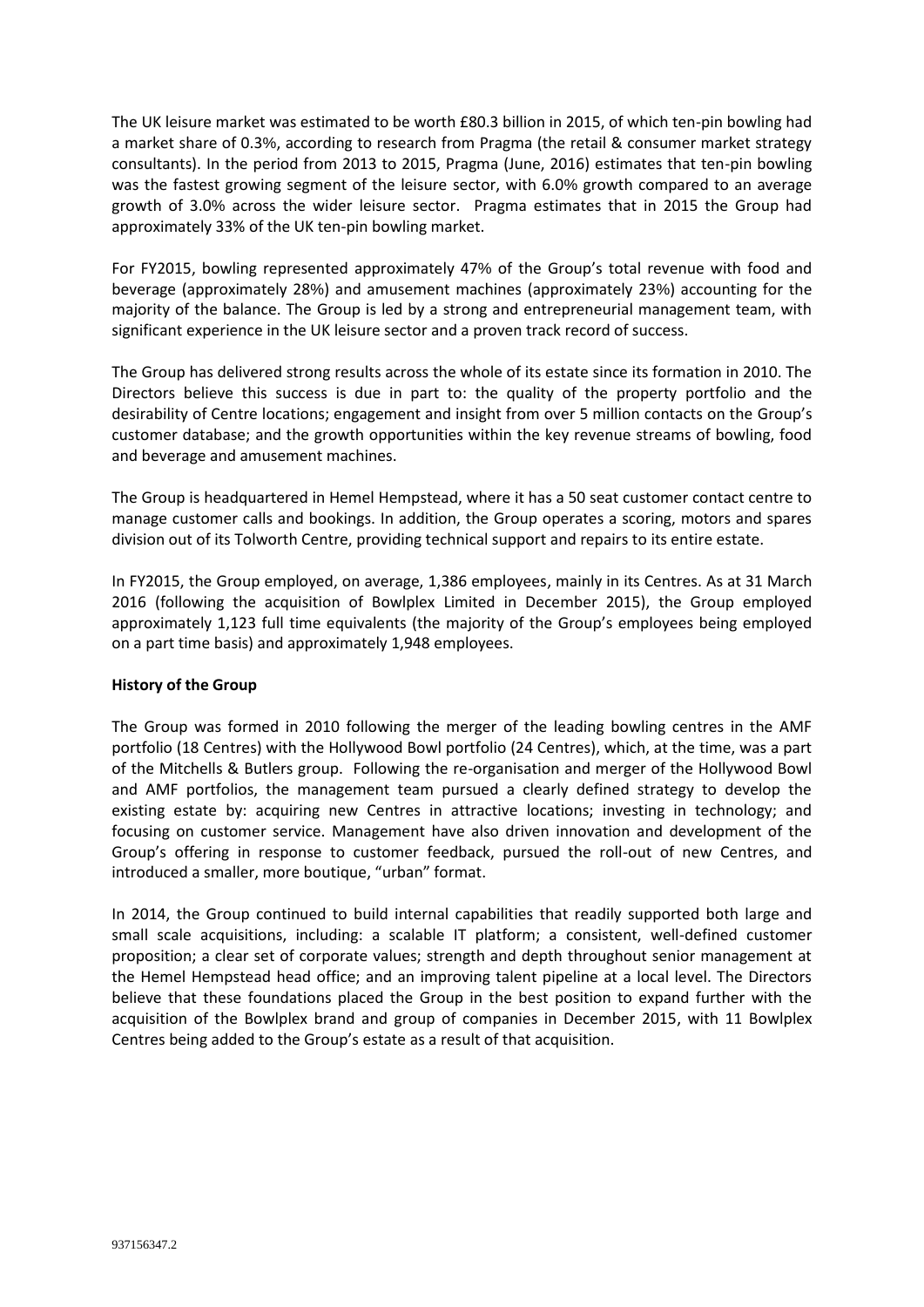The UK leisure market was estimated to be worth £80.3 billion in 2015, of which ten-pin bowling had a market share of 0.3%, according to research from Pragma (the retail & consumer market strategy consultants). In the period from 2013 to 2015, Pragma (June, 2016) estimates that ten-pin bowling was the fastest growing segment of the leisure sector, with 6.0% growth compared to an average growth of 3.0% across the wider leisure sector. Pragma estimates that in 2015 the Group had approximately 33% of the UK ten-pin bowling market.

For FY2015, bowling represented approximately 47% of the Group's total revenue with food and beverage (approximately 28%) and amusement machines (approximately 23%) accounting for the majority of the balance. The Group is led by a strong and entrepreneurial management team, with significant experience in the UK leisure sector and a proven track record of success.

The Group has delivered strong results across the whole of its estate since its formation in 2010. The Directors believe this success is due in part to: the quality of the property portfolio and the desirability of Centre locations; engagement and insight from over 5 million contacts on the Group's customer database; and the growth opportunities within the key revenue streams of bowling, food and beverage and amusement machines.

The Group is headquartered in Hemel Hempstead, where it has a 50 seat customer contact centre to manage customer calls and bookings. In addition, the Group operates a scoring, motors and spares division out of its Tolworth Centre, providing technical support and repairs to its entire estate.

In FY2015, the Group employed, on average, 1,386 employees, mainly in its Centres. As at 31 March 2016 (following the acquisition of Bowlplex Limited in December 2015), the Group employed approximately 1,123 full time equivalents (the majority of the Group's employees being employed on a part time basis) and approximately 1,948 employees.

**History of the Group**

The Group was formed in 2010 following the merger of the leading bowling centres in the AMF portfolio (18 Centres) with the Hollywood Bowl portfolio (24 Centres), which, at the time, was a part of the Mitchells & Butlers group. Following the re-organisation and merger of the Hollywood Bowl and AMF portfolios, the management team pursued a clearly defined strategy to develop the existing estate by: acquiring new Centres in attractive locations; investing in technology; and focusing on customer service. Management have also driven innovation and development of the Group's offering in response to customer feedback, pursued the roll-out of new Centres, and introduced a smaller, more boutique, "urban" format.

In 2014, the Group continued to build internal capabilities that readily supported both large and small scale acquisitions, including: a scalable IT platform; a consistent, well-defined customer proposition; a clear set of corporate values; strength and depth throughout senior management at the Hemel Hempstead head office; and an improving talent pipeline at a local level. The Directors believe that these foundations placed the Group in the best position to expand further with the acquisition of the Bowlplex brand and group of companies in December 2015, with 11 Bowlplex Centres being added to the Group's estate as a result of that acquisition.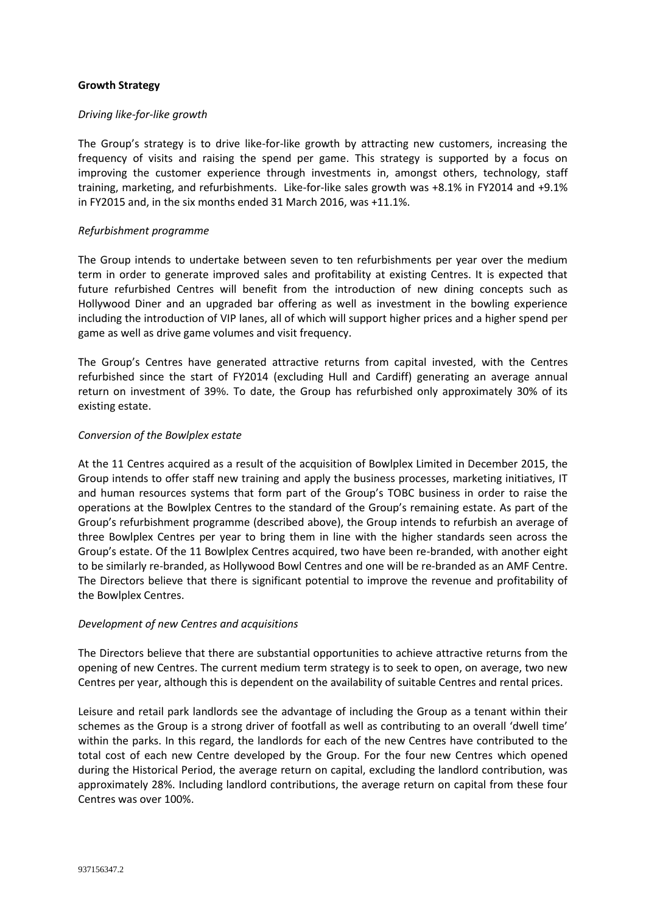**Growth Strategy**

*Driving like-for-like growth*

The Group's strategy is to drive like-for-like growth by attracting new customers, increasing the frequency of visits and raising the spend per game. This strategy is supported by a focus on improving the customer experience through investments in, amongst others, technology, staff training, marketing, and refurbishments. Like-for-like sales growth was +8.1% in FY2014 and +9.1% in FY2015 and, in the six months ended 31 March 2016, was +11.1%.

*Refurbishment programme*

The Group intends to undertake between seven to ten refurbishments per year over the medium term in order to generate improved sales and profitability at existing Centres. It is expected that future refurbished Centres will benefit from the introduction of new dining concepts such as Hollywood Diner and an upgraded bar offering as well as investment in the bowling experience including the introduction of VIP lanes, all of which will support higher prices and a higher spend per game as well as drive game volumes and visit frequency.

The Group's Centres have generated attractive returns from capital invested, with the Centres refurbished since the start of FY2014 (excluding Hull and Cardiff) generating an average annual return on investment of 39%. To date, the Group has refurbished only approximately 30% of its existing estate.

*Conversion of the Bowlplex estate*

At the 11 Centres acquired as a result of the acquisition of Bowlplex Limited in December 2015, the Group intends to offer staff new training and apply the business processes, marketing initiatives, IT and human resources systems that form part of the Group's TOBC business in order to raise the operations at the Bowlplex Centres to the standard of the Group's remaining estate. As part of the Group's refurbishment programme (described above), the Group intends to refurbish an average of three Bowlplex Centres per year to bring them in line with the higher standards seen across the Group's estate. Of the 11 Bowlplex Centres acquired, two have been re-branded, with another eight to be similarly re-branded, as Hollywood Bowl Centres and one will be re-branded as an AMF Centre. The Directors believe that there is significant potential to improve the revenue and profitability of the Bowlplex Centres.

*Development of new Centres and acquisitions*

The Directors believe that there are substantial opportunities to achieve attractive returns from the opening of new Centres. The current medium term strategy is to seek to open, on average, two new Centres per year, although this is dependent on the availability of suitable Centres and rental prices.

Leisure and retail park landlords see the advantage of including the Group as a tenant within their schemes as the Group is a strong driver of footfall as well as contributing to an overall 'dwell time' within the parks. In this regard, the landlords for each of the new Centres have contributed to the total cost of each new Centre developed by the Group. For the four new Centres which opened during the Historical Period, the average return on capital, excluding the landlord contribution, was approximately 28%. Including landlord contributions, the average return on capital from these four Centres was over 100%.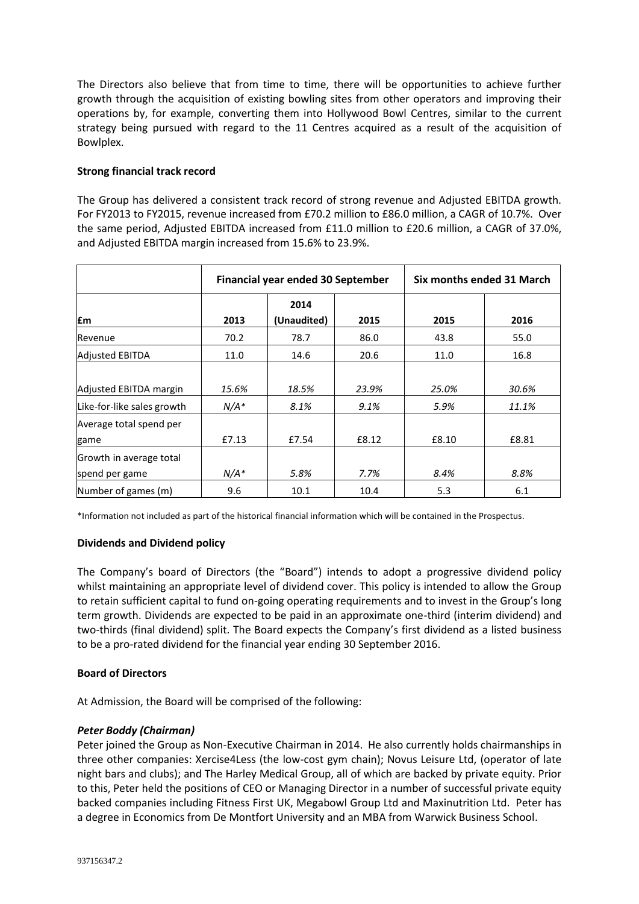The Directors also believe that from time to time, there will be opportunities to achieve further growth through the acquisition of existing bowling sites from other operators and improving their operations by, for example, converting them into Hollywood Bowl Centres, similar to the current strategy being pursued with regard to the 11 Centres acquired as a result of the acquisition of Bowlplex.

**Strong financial track record**

The Group has delivered a consistent track record of strong revenue and Adjusted EBITDA growth. For FY2013 to FY2015, revenue increased from £70.2 million to £86.0 million, a CAGR of 10.7%. Over the same period, Adjusted EBITDA increased from £11.0 million to £20.6 million, a CAGR of 37.0%, and Adjusted EBITDA margin increased from 15.6% to 23.9%.

| | **Financial year ended 30 September** | | | **Six months ended 31 March** | |
|---|---|---|---|---|---|
| **£m** | **2013** | **2014 (Unaudited)** | **2015** | **2015** | **2016** |
| Revenue | 70.2 | 78.7 | 86.0 | 43.8 | 55.0 |
| Adjusted EBITDA | 11.0 | 14.6 | 20.6 | 11.0 | 16.8 |
| Adjusted EBITDA margin | *15.6%* | *18.5%* | *23.9%* | *25.0%* | *30.6%* |
| Like-for-like sales growth | *N/A\** | *8.1%* | *9.1%* | *5.9%* | *11.1%* |
| Average total spend per game | £7.13 | £7.54 | £8.12 | £8.10 | £8.81 |
| Growth in average total spend per game | *N/A\** | *5.8%* | *7.7%* | *8.4%* | *8.8%* |
| Number of games (m) | 9.6 | 10.1 | 10.4 | 5.3 | 6.1 |

\*Information not included as part of the historical financial information which will be contained in the Prospectus.

**Dividends and Dividend policy**

The Company's board of Directors (the "Board") intends to adopt a progressive dividend policy whilst maintaining an appropriate level of dividend cover. This policy is intended to allow the Group to retain sufficient capital to fund on-going operating requirements and to invest in the Group's long term growth. Dividends are expected to be paid in an approximate one-third (interim dividend) and two-thirds (final dividend) split. The Board expects the Company's first dividend as a listed business to be a pro-rated dividend for the financial year ending 30 September 2016.

**Board of Directors**

At Admission, the Board will be comprised of the following:

***Peter Boddy (Chairman)***

Peter joined the Group as Non-Executive Chairman in 2014. He also currently holds chairmanships in three other companies: Xercise4Less (the low-cost gym chain); Novus Leisure Ltd, (operator of late night bars and clubs); and The Harley Medical Group, all of which are backed by private equity. Prior to this, Peter held the positions of CEO or Managing Director in a number of successful private equity backed companies including Fitness First UK, Megabowl Group Ltd and Maxinutrition Ltd. Peter has a degree in Economics from De Montfort University and an MBA from Warwick Business School.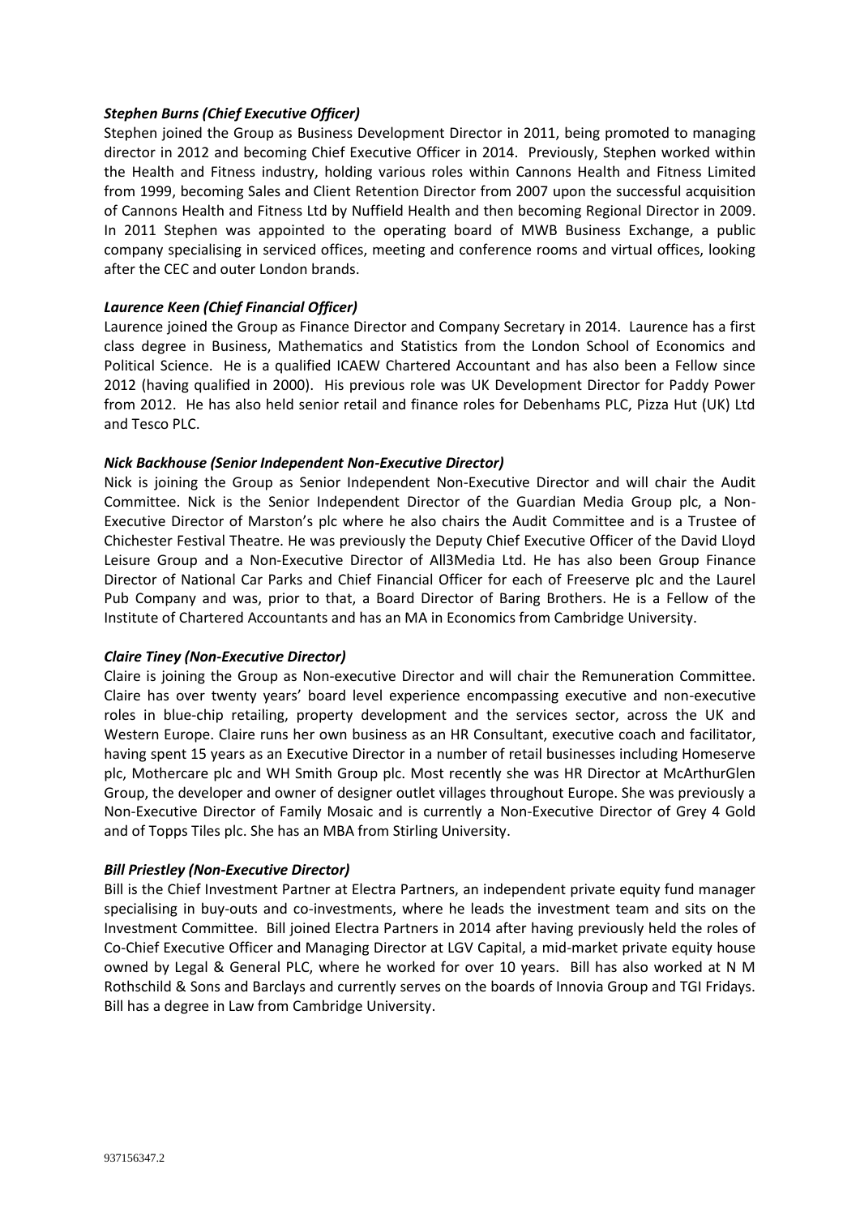***Stephen Burns (Chief Executive Officer)***

Stephen joined the Group as Business Development Director in 2011, being promoted to managing director in 2012 and becoming Chief Executive Officer in 2014. Previously, Stephen worked within the Health and Fitness industry, holding various roles within Cannons Health and Fitness Limited from 1999, becoming Sales and Client Retention Director from 2007 upon the successful acquisition of Cannons Health and Fitness Ltd by Nuffield Health and then becoming Regional Director in 2009. In 2011 Stephen was appointed to the operating board of MWB Business Exchange, a public company specialising in serviced offices, meeting and conference rooms and virtual offices, looking after the CEC and outer London brands.

***Laurence Keen (Chief Financial Officer)***

Laurence joined the Group as Finance Director and Company Secretary in 2014. Laurence has a first class degree in Business, Mathematics and Statistics from the London School of Economics and Political Science. He is a qualified ICAEW Chartered Accountant and has also been a Fellow since 2012 (having qualified in 2000). His previous role was UK Development Director for Paddy Power from 2012. He has also held senior retail and finance roles for Debenhams PLC, Pizza Hut (UK) Ltd and Tesco PLC.

***Nick Backhouse (Senior Independent Non-Executive Director)***

Nick is joining the Group as Senior Independent Non-Executive Director and will chair the Audit Committee. Nick is the Senior Independent Director of the Guardian Media Group plc, a Non-Executive Director of Marston's plc where he also chairs the Audit Committee and is a Trustee of Chichester Festival Theatre. He was previously the Deputy Chief Executive Officer of the David Lloyd Leisure Group and a Non-Executive Director of All3Media Ltd. He has also been Group Finance Director of National Car Parks and Chief Financial Officer for each of Freeserve plc and the Laurel Pub Company and was, prior to that, a Board Director of Baring Brothers. He is a Fellow of the Institute of Chartered Accountants and has an MA in Economics from Cambridge University.

***Claire Tiney (Non-Executive Director)***

Claire is joining the Group as Non-executive Director and will chair the Remuneration Committee. Claire has over twenty years' board level experience encompassing executive and non-executive roles in blue-chip retailing, property development and the services sector, across the UK and Western Europe. Claire runs her own business as an HR Consultant, executive coach and facilitator, having spent 15 years as an Executive Director in a number of retail businesses including Homeserve plc, Mothercare plc and WH Smith Group plc. Most recently she was HR Director at McArthurGlen Group, the developer and owner of designer outlet villages throughout Europe. She was previously a Non-Executive Director of Family Mosaic and is currently a Non-Executive Director of Grey 4 Gold and of Topps Tiles plc. She has an MBA from Stirling University.

***Bill Priestley (Non-Executive Director)***

Bill is the Chief Investment Partner at Electra Partners, an independent private equity fund manager specialising in buy-outs and co-investments, where he leads the investment team and sits on the Investment Committee. Bill joined Electra Partners in 2014 after having previously held the roles of Co-Chief Executive Officer and Managing Director at LGV Capital, a mid-market private equity house owned by Legal & General PLC, where he worked for over 10 years. Bill has also worked at N M Rothschild & Sons and Barclays and currently serves on the boards of Innovia Group and TGI Fridays. Bill has a degree in Law from Cambridge University.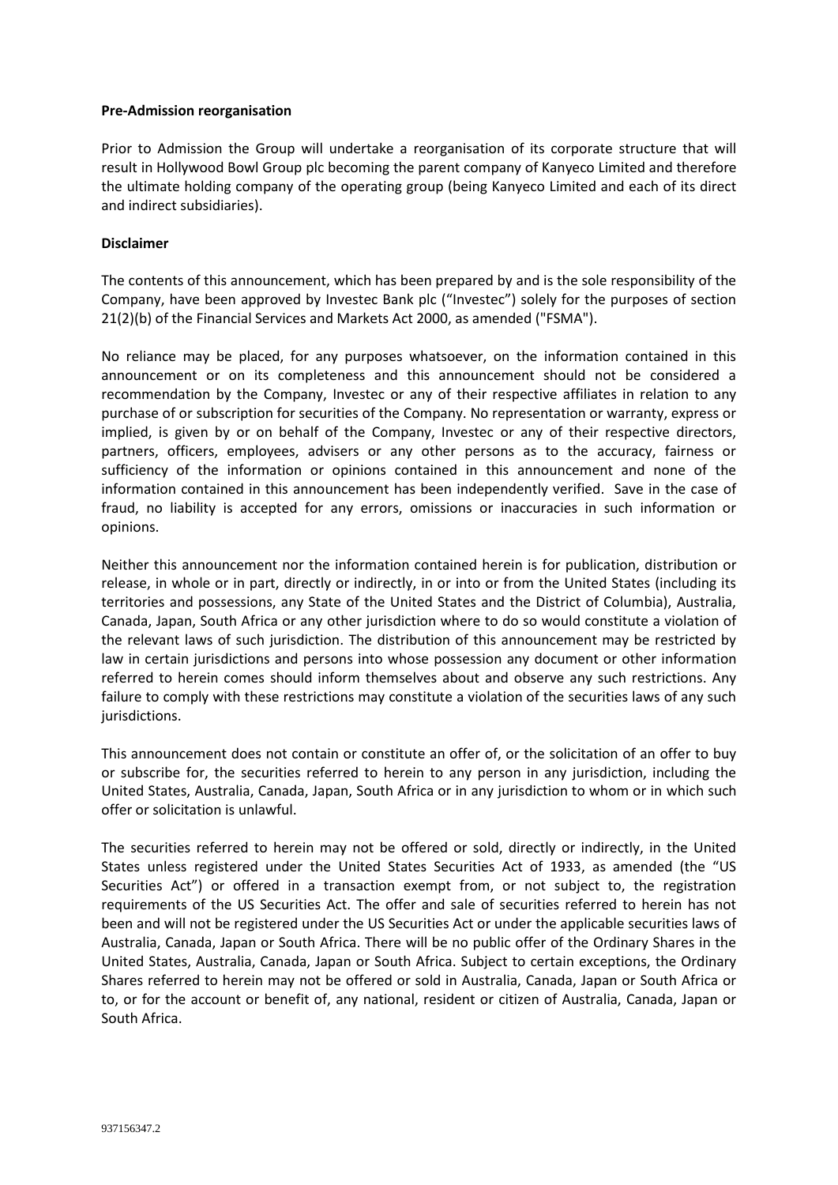**Pre-Admission reorganisation**

Prior to Admission the Group will undertake a reorganisation of its corporate structure that will result in Hollywood Bowl Group plc becoming the parent company of Kanyeco Limited and therefore the ultimate holding company of the operating group (being Kanyeco Limited and each of its direct and indirect subsidiaries).

**Disclaimer**

The contents of this announcement, which has been prepared by and is the sole responsibility of the Company, have been approved by Investec Bank plc ("Investec") solely for the purposes of section 21(2)(b) of the Financial Services and Markets Act 2000, as amended ("FSMA").

No reliance may be placed, for any purposes whatsoever, on the information contained in this announcement or on its completeness and this announcement should not be considered a recommendation by the Company, Investec or any of their respective affiliates in relation to any purchase of or subscription for securities of the Company. No representation or warranty, express or implied, is given by or on behalf of the Company, Investec or any of their respective directors, partners, officers, employees, advisers or any other persons as to the accuracy, fairness or sufficiency of the information or opinions contained in this announcement and none of the information contained in this announcement has been independently verified. Save in the case of fraud, no liability is accepted for any errors, omissions or inaccuracies in such information or opinions.

Neither this announcement nor the information contained herein is for publication, distribution or release, in whole or in part, directly or indirectly, in or into or from the United States (including its territories and possessions, any State of the United States and the District of Columbia), Australia, Canada, Japan, South Africa or any other jurisdiction where to do so would constitute a violation of the relevant laws of such jurisdiction. The distribution of this announcement may be restricted by law in certain jurisdictions and persons into whose possession any document or other information referred to herein comes should inform themselves about and observe any such restrictions. Any failure to comply with these restrictions may constitute a violation of the securities laws of any such jurisdictions.

This announcement does not contain or constitute an offer of, or the solicitation of an offer to buy or subscribe for, the securities referred to herein to any person in any jurisdiction, including the United States, Australia, Canada, Japan, South Africa or in any jurisdiction to whom or in which such offer or solicitation is unlawful.

The securities referred to herein may not be offered or sold, directly or indirectly, in the United States unless registered under the United States Securities Act of 1933, as amended (the "US Securities Act") or offered in a transaction exempt from, or not subject to, the registration requirements of the US Securities Act. The offer and sale of securities referred to herein has not been and will not be registered under the US Securities Act or under the applicable securities laws of Australia, Canada, Japan or South Africa. There will be no public offer of the Ordinary Shares in the United States, Australia, Canada, Japan or South Africa. Subject to certain exceptions, the Ordinary Shares referred to herein may not be offered or sold in Australia, Canada, Japan or South Africa or to, or for the account or benefit of, any national, resident or citizen of Australia, Canada, Japan or South Africa.

937156347.2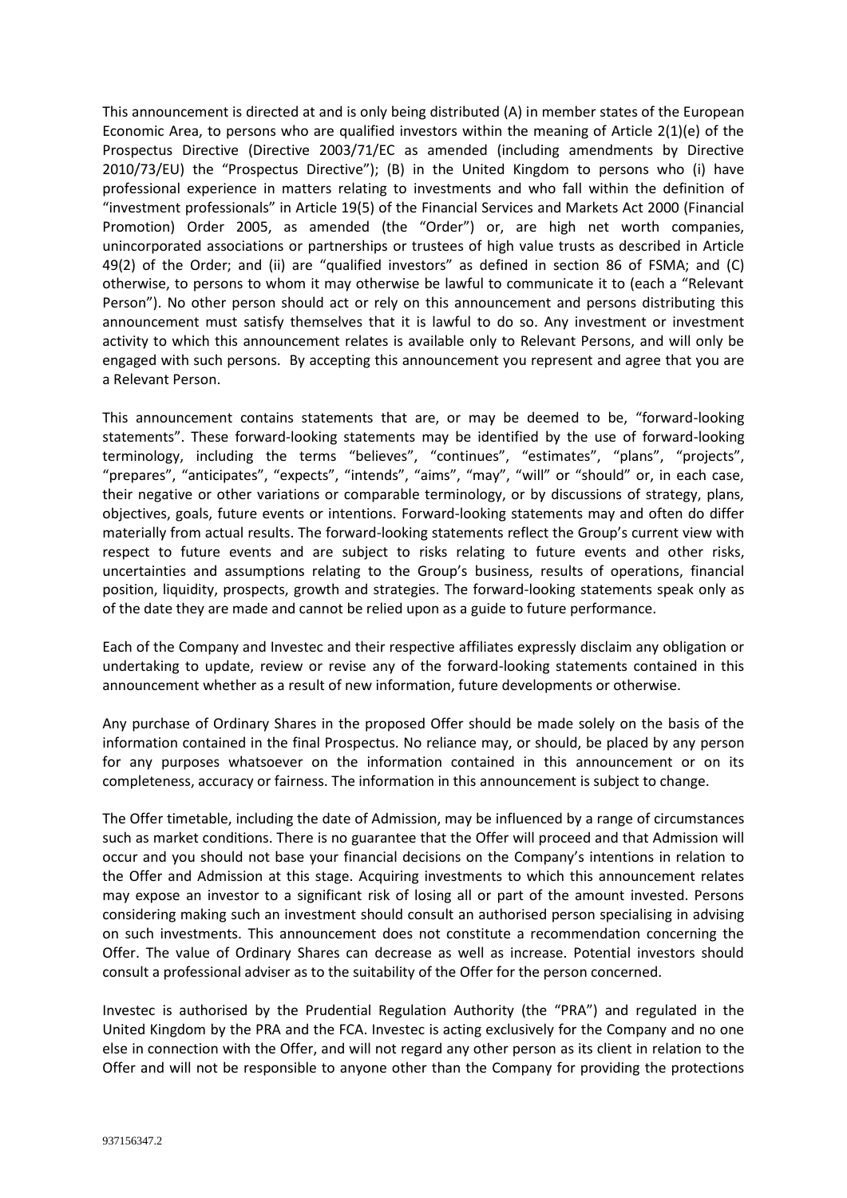This announcement is directed at and is only being distributed (A) in member states of the European Economic Area, to persons who are qualified investors within the meaning of Article 2(1)(e) of the Prospectus Directive (Directive 2003/71/EC as amended (including amendments by Directive 2010/73/EU) the "Prospectus Directive"); (B) in the United Kingdom to persons who (i) have professional experience in matters relating to investments and who fall within the definition of "investment professionals" in Article 19(5) of the Financial Services and Markets Act 2000 (Financial Promotion) Order 2005, as amended (the "Order") or, are high net worth companies, unincorporated associations or partnerships or trustees of high value trusts as described in Article 49(2) of the Order; and (ii) are "qualified investors" as defined in section 86 of FSMA; and (C) otherwise, to persons to whom it may otherwise be lawful to communicate it to (each a "Relevant Person"). No other person should act or rely on this announcement and persons distributing this announcement must satisfy themselves that it is lawful to do so. Any investment or investment activity to which this announcement relates is available only to Relevant Persons, and will only be engaged with such persons. By accepting this announcement you represent and agree that you are a Relevant Person.

This announcement contains statements that are, or may be deemed to be, "forward-looking statements". These forward-looking statements may be identified by the use of forward-looking terminology, including the terms "believes", "continues", "estimates", "plans", "projects", "prepares", "anticipates", "expects", "intends", "aims", "may", "will" or "should" or, in each case, their negative or other variations or comparable terminology, or by discussions of strategy, plans, objectives, goals, future events or intentions. Forward-looking statements may and often do differ materially from actual results. The forward-looking statements reflect the Group's current view with respect to future events and are subject to risks relating to future events and other risks, uncertainties and assumptions relating to the Group's business, results of operations, financial position, liquidity, prospects, growth and strategies. The forward-looking statements speak only as of the date they are made and cannot be relied upon as a guide to future performance.

Each of the Company and Investec and their respective affiliates expressly disclaim any obligation or undertaking to update, review or revise any of the forward-looking statements contained in this announcement whether as a result of new information, future developments or otherwise.

Any purchase of Ordinary Shares in the proposed Offer should be made solely on the basis of the information contained in the final Prospectus. No reliance may, or should, be placed by any person for any purposes whatsoever on the information contained in this announcement or on its completeness, accuracy or fairness. The information in this announcement is subject to change.

The Offer timetable, including the date of Admission, may be influenced by a range of circumstances such as market conditions. There is no guarantee that the Offer will proceed and that Admission will occur and you should not base your financial decisions on the Company's intentions in relation to the Offer and Admission at this stage. Acquiring investments to which this announcement relates may expose an investor to a significant risk of losing all or part of the amount invested. Persons considering making such an investment should consult an authorised person specialising in advising on such investments. This announcement does not constitute a recommendation concerning the Offer. The value of Ordinary Shares can decrease as well as increase. Potential investors should consult a professional adviser as to the suitability of the Offer for the person concerned.

Investec is authorised by the Prudential Regulation Authority (the "PRA") and regulated in the United Kingdom by the PRA and the FCA. Investec is acting exclusively for the Company and no one else in connection with the Offer, and will not regard any other person as its client in relation to the Offer and will not be responsible to anyone other than the Company for providing the protections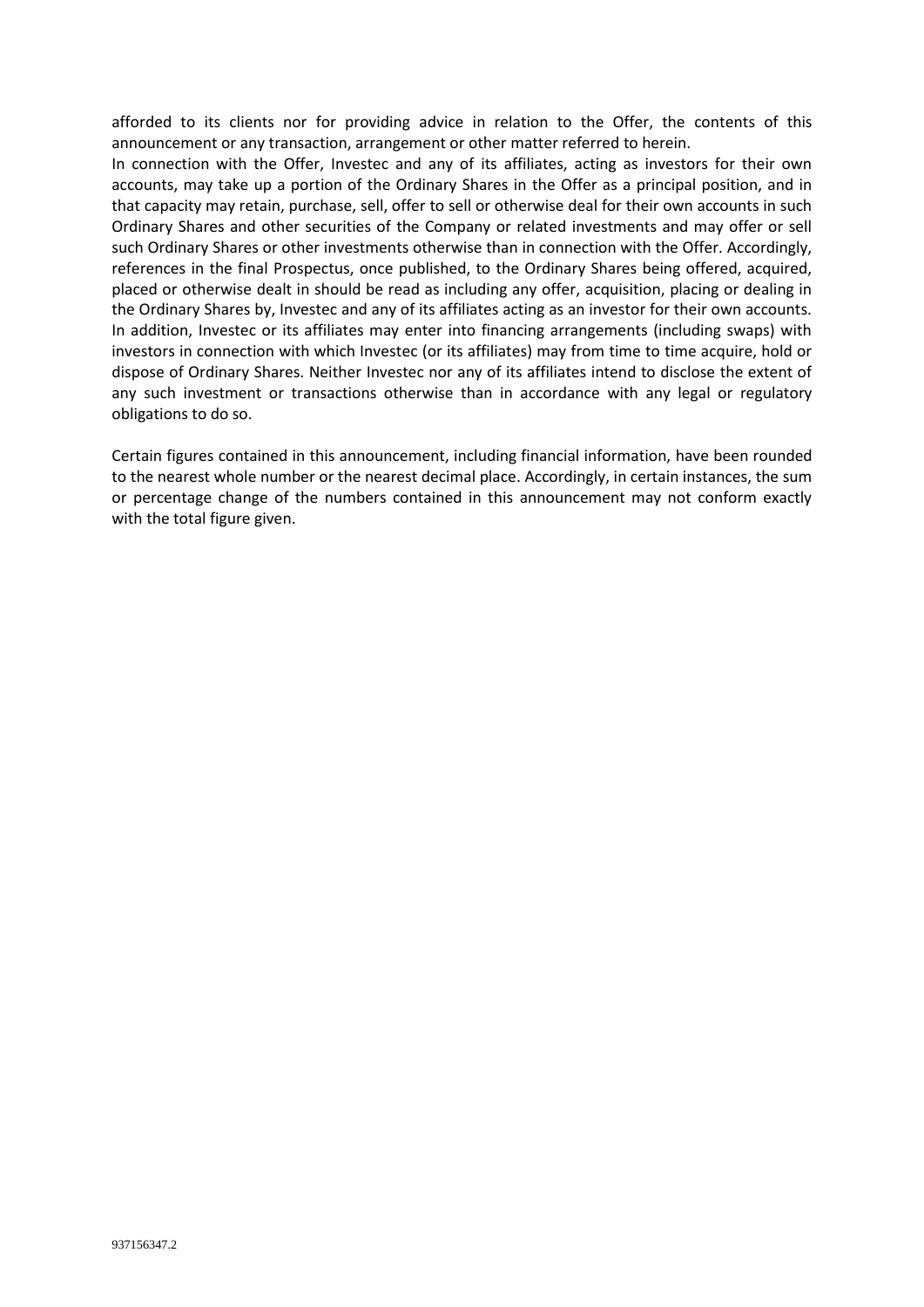afforded to its clients nor for providing advice in relation to the Offer, the contents of this announcement or any transaction, arrangement or other matter referred to herein.

In connection with the Offer, Investec and any of its affiliates, acting as investors for their own accounts, may take up a portion of the Ordinary Shares in the Offer as a principal position, and in that capacity may retain, purchase, sell, offer to sell or otherwise deal for their own accounts in such Ordinary Shares and other securities of the Company or related investments and may offer or sell such Ordinary Shares or other investments otherwise than in connection with the Offer. Accordingly, references in the final Prospectus, once published, to the Ordinary Shares being offered, acquired, placed or otherwise dealt in should be read as including any offer, acquisition, placing or dealing in the Ordinary Shares by, Investec and any of its affiliates acting as an investor for their own accounts. In addition, Investec or its affiliates may enter into financing arrangements (including swaps) with investors in connection with which Investec (or its affiliates) may from time to time acquire, hold or dispose of Ordinary Shares. Neither Investec nor any of its affiliates intend to disclose the extent of any such investment or transactions otherwise than in accordance with any legal or regulatory obligations to do so.

Certain figures contained in this announcement, including financial information, have been rounded to the nearest whole number or the nearest decimal place. Accordingly, in certain instances, the sum or percentage change of the numbers contained in this announcement may not conform exactly with the total figure given.

937156347.2